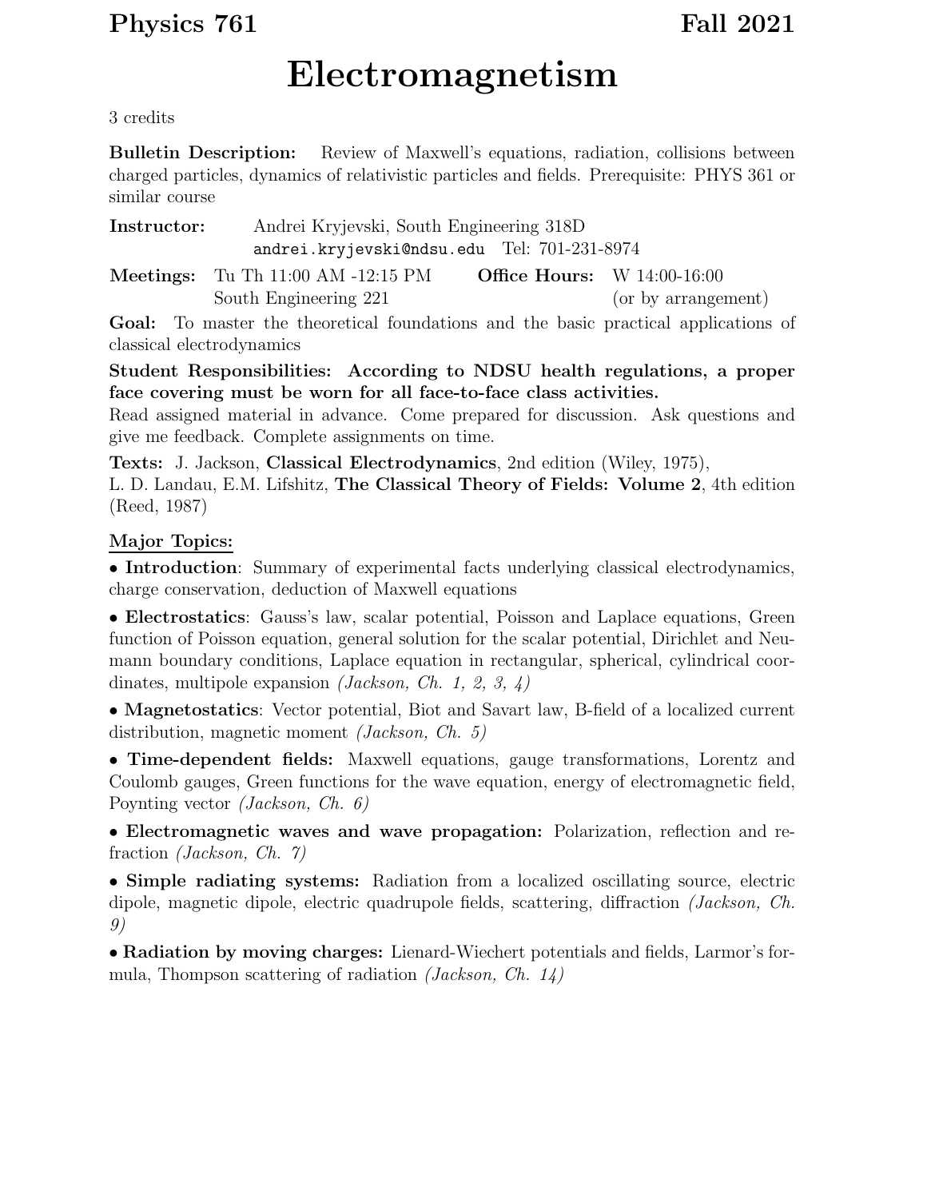**Physics 761** **Fall 2021**

# Electromagnetism

3 credits

**Bulletin Description:** Review of Maxwell's equations, radiation, collisions between charged particles, dynamics of relativistic particles and fields. Prerequisite: PHYS 361 or similar course

**Instructor:** Andrei Kryjevski, South Engineering 318D
andrei.kryjevski@ndsu.edu Tel: 701-231-8974

**Meetings:** Tu Th 11:00 AM -12:15 PM
South Engineering 221

**Office Hours:** W 14:00-16:00
(or by arrangement)

**Goal:** To master the theoretical foundations and the basic practical applications of classical electrodynamics

**Student Responsibilities: According to NDSU health regulations, a proper face covering must be worn for all face-to-face class activities.**
Read assigned material in advance. Come prepared for discussion. Ask questions and give me feedback. Complete assignments on time.

**Texts:** J. Jackson, **Classical Electrodynamics**, 2nd edition (Wiley, 1975),
L. D. Landau, E.M. Lifshitz, **The Classical Theory of Fields: Volume 2**, 4th edition (Reed, 1987)

## Major Topics:

- **Introduction**: Summary of experimental facts underlying classical electrodynamics, charge conservation, deduction of Maxwell equations

- **Electrostatics**: Gauss's law, scalar potential, Poisson and Laplace equations, Green function of Poisson equation, general solution for the scalar potential, Dirichlet and Neumann boundary conditions, Laplace equation in rectangular, spherical, cylindrical coordinates, multipole expansion *(Jackson, Ch. 1, 2, 3, 4)*

- **Magnetostatics**: Vector potential, Biot and Savart law, B-field of a localized current distribution, magnetic moment *(Jackson, Ch. 5)*

- **Time-dependent fields:** Maxwell equations, gauge transformations, Lorentz and Coulomb gauges, Green functions for the wave equation, energy of electromagnetic field, Poynting vector *(Jackson, Ch. 6)*

- **Electromagnetic waves and wave propagation:** Polarization, reflection and refraction *(Jackson, Ch. 7)*

- **Simple radiating systems:** Radiation from a localized oscillating source, electric dipole, magnetic dipole, electric quadrupole fields, scattering, diffraction *(Jackson, Ch. 9)*

- **Radiation by moving charges:** Lienard-Wiechert potentials and fields, Larmor's formula, Thompson scattering of radiation *(Jackson, Ch. 14)*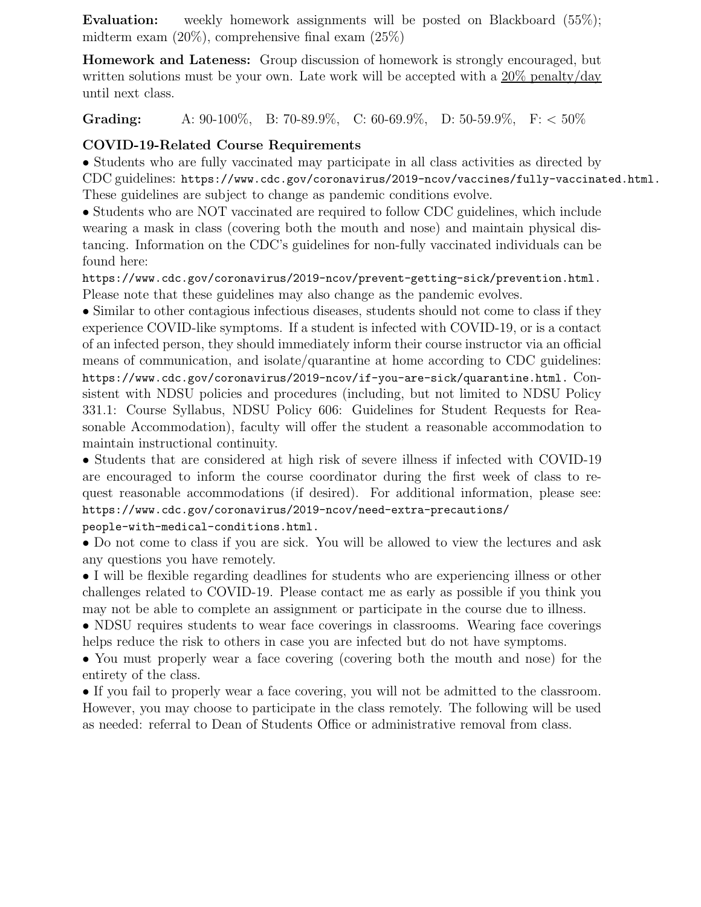**Evaluation:** weekly homework assignments will be posted on Blackboard (55%); midterm exam (20%), comprehensive final exam (25%)

**Homework and Lateness:** Group discussion of homework is strongly encouraged, but written solutions must be your own. Late work will be accepted with a <u>20% penalty/day</u> until next class.

**Grading:** A: 90-100%, B: 70-89.9%, C: 60-69.9%, D: 50-59.9%, F: < 50%

**COVID-19-Related Course Requirements**

- Students who are fully vaccinated may participate in all class activities as directed by CDC guidelines: `https://www.cdc.gov/coronavirus/2019-ncov/vaccines/fully-vaccinated.html`. These guidelines are subject to change as pandemic conditions evolve.
- Students who are NOT vaccinated are required to follow CDC guidelines, which include wearing a mask in class (covering both the mouth and nose) and maintain physical distancing. Information on the CDC's guidelines for non-fully vaccinated individuals can be found here: `https://www.cdc.gov/coronavirus/2019-ncov/prevent-getting-sick/prevention.html`. Please note that these guidelines may also change as the pandemic evolves.
- Similar to other contagious infectious diseases, students should not come to class if they experience COVID-like symptoms. If a student is infected with COVID-19, or is a contact of an infected person, they should immediately inform their course instructor via an official means of communication, and isolate/quarantine at home according to CDC guidelines: `https://www.cdc.gov/coronavirus/2019-ncov/if-you-are-sick/quarantine.html`. Consistent with NDSU policies and procedures (including, but not limited to NDSU Policy 331.1: Course Syllabus, NDSU Policy 606: Guidelines for Student Requests for Reasonable Accommodation), faculty will offer the student a reasonable accommodation to maintain instructional continuity.
- Students that are considered at high risk of severe illness if infected with COVID-19 are encouraged to inform the course coordinator during the first week of class to request reasonable accommodations (if desired). For additional information, please see: `https://www.cdc.gov/coronavirus/2019-ncov/need-extra-precautions/people-with-medical-conditions.html`.
- Do not come to class if you are sick. You will be allowed to view the lectures and ask any questions you have remotely.
- I will be flexible regarding deadlines for students who are experiencing illness or other challenges related to COVID-19. Please contact me as early as possible if you think you may not be able to complete an assignment or participate in the course due to illness.
- NDSU requires students to wear face coverings in classrooms. Wearing face coverings helps reduce the risk to others in case you are infected but do not have symptoms.
- You must properly wear a face covering (covering both the mouth and nose) for the entirety of the class.
- If you fail to properly wear a face covering, you will not be admitted to the classroom. However, you may choose to participate in the class remotely. The following will be used as needed: referral to Dean of Students Office or administrative removal from class.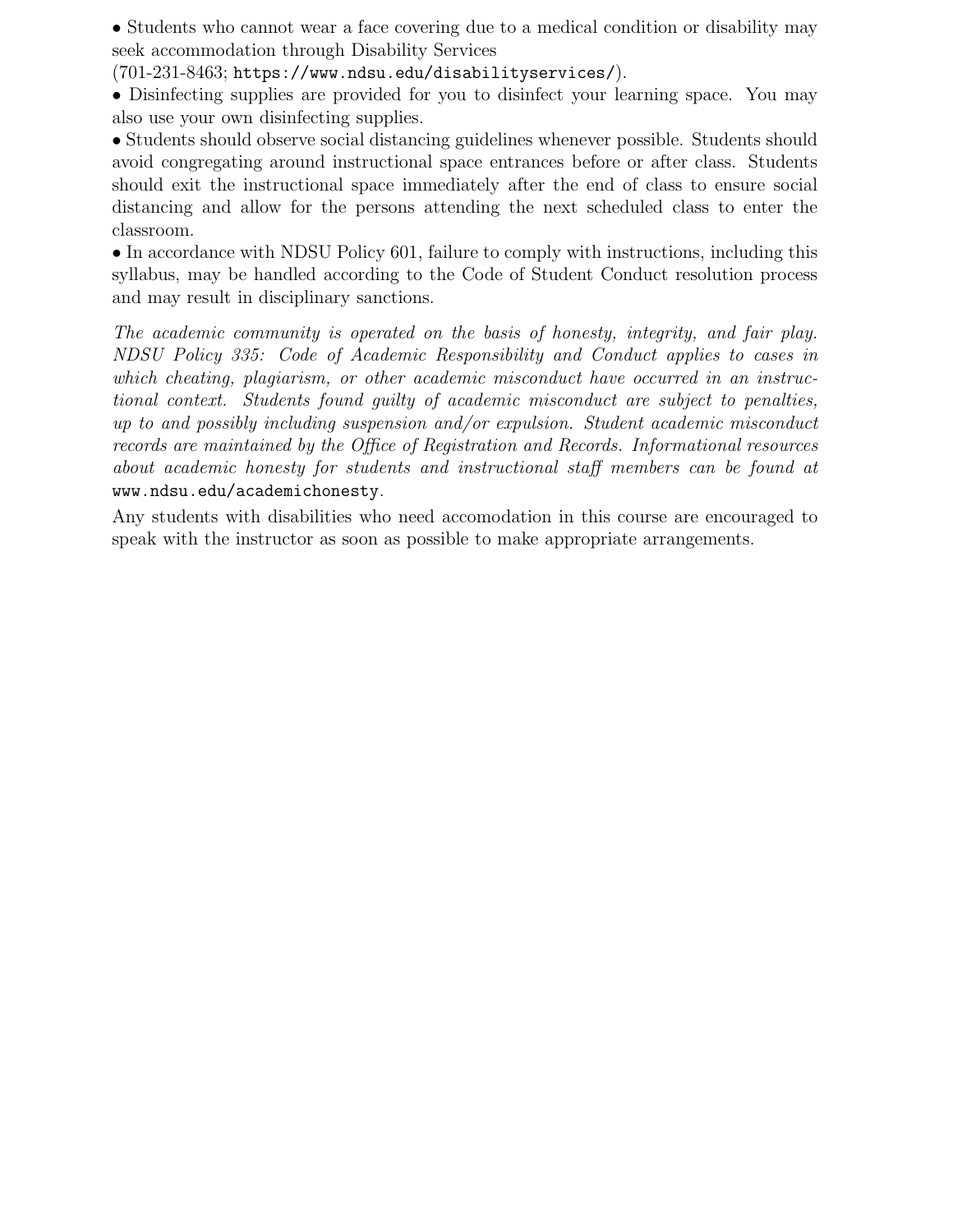• Students who cannot wear a face covering due to a medical condition or disability may seek accommodation through Disability Services
(701-231-8463; `https://www.ndsu.edu/disabilityservices/`).

• Disinfecting supplies are provided for you to disinfect your learning space. You may also use your own disinfecting supplies.

• Students should observe social distancing guidelines whenever possible. Students should avoid congregating around instructional space entrances before or after class. Students should exit the instructional space immediately after the end of class to ensure social distancing and allow for the persons attending the next scheduled class to enter the classroom.

• In accordance with NDSU Policy 601, failure to comply with instructions, including this syllabus, may be handled according to the Code of Student Conduct resolution process and may result in disciplinary sanctions.

*The academic community is operated on the basis of honesty, integrity, and fair play. NDSU Policy 335: Code of Academic Responsibility and Conduct applies to cases in which cheating, plagiarism, or other academic misconduct have occurred in an instructional context. Students found guilty of academic misconduct are subject to penalties, up to and possibly including suspension and/or expulsion. Student academic misconduct records are maintained by the Office of Registration and Records. Informational resources about academic honesty for students and instructional staff members can be found at* `www.ndsu.edu/academichonesty`.

Any students with disabilities who need accomodation in this course are encouraged to speak with the instructor as soon as possible to make appropriate arrangements.